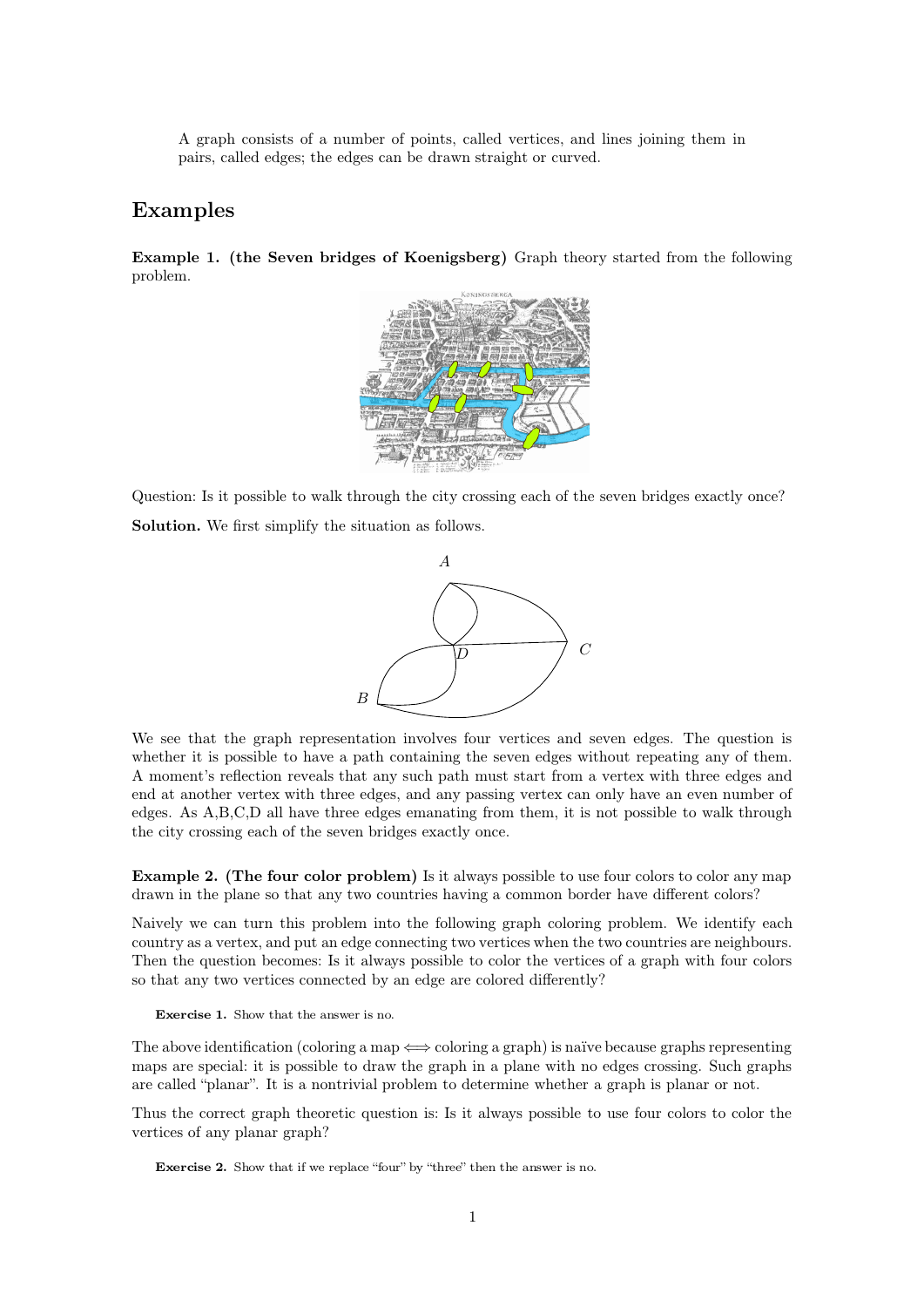A graph consists of a number of points, called vertices, and lines joining them in pairs, called edges; the edges can be drawn straight or curved.

## Examples

**Example 1. (the Seven bridges of Koenigsberg)** Graph theory started from the following problem.

Question: Is it possible to walk through the city crossing each of the seven bridges exactly once?

**Solution.** We first simplify the situation as follows.

We see that the graph representation involves four vertices and seven edges. The question is whether it is possible to have a path containing the seven edges without repeating any of them. A moment's reflection reveals that any such path must start from a vertex with three edges and end at another vertex with three edges, and any passing vertex can only have an even number of edges. As A,B,C,D all have three edges emanating from them, it is not possible to walk through the city crossing each of the seven bridges exactly once.

**Example 2. (The four color problem)** Is it always possible to use four colors to color any map drawn in the plane so that any two countries having a common border have different colors?

Naively we can turn this problem into the following graph coloring problem. We identify each country as a vertex, and put an edge connecting two vertices when the two countries are neighbours. Then the question becomes: Is it always possible to color the vertices of a graph with four colors so that any two vertices connected by an edge are colored differently?

**Exercise 1.** Show that the answer is no.

The above identification (coloring a map $\Longleftrightarrow$ coloring a graph) is naïve because graphs representing maps are special: it is possible to draw the graph in a plane with no edges crossing. Such graphs are called "planar". It is a nontrivial problem to determine whether a graph is planar or not.

Thus the correct graph theoretic question is: Is it always possible to use four colors to color the vertices of any planar graph?

**Exercise 2.** Show that if we replace "four" by "three" then the answer is no.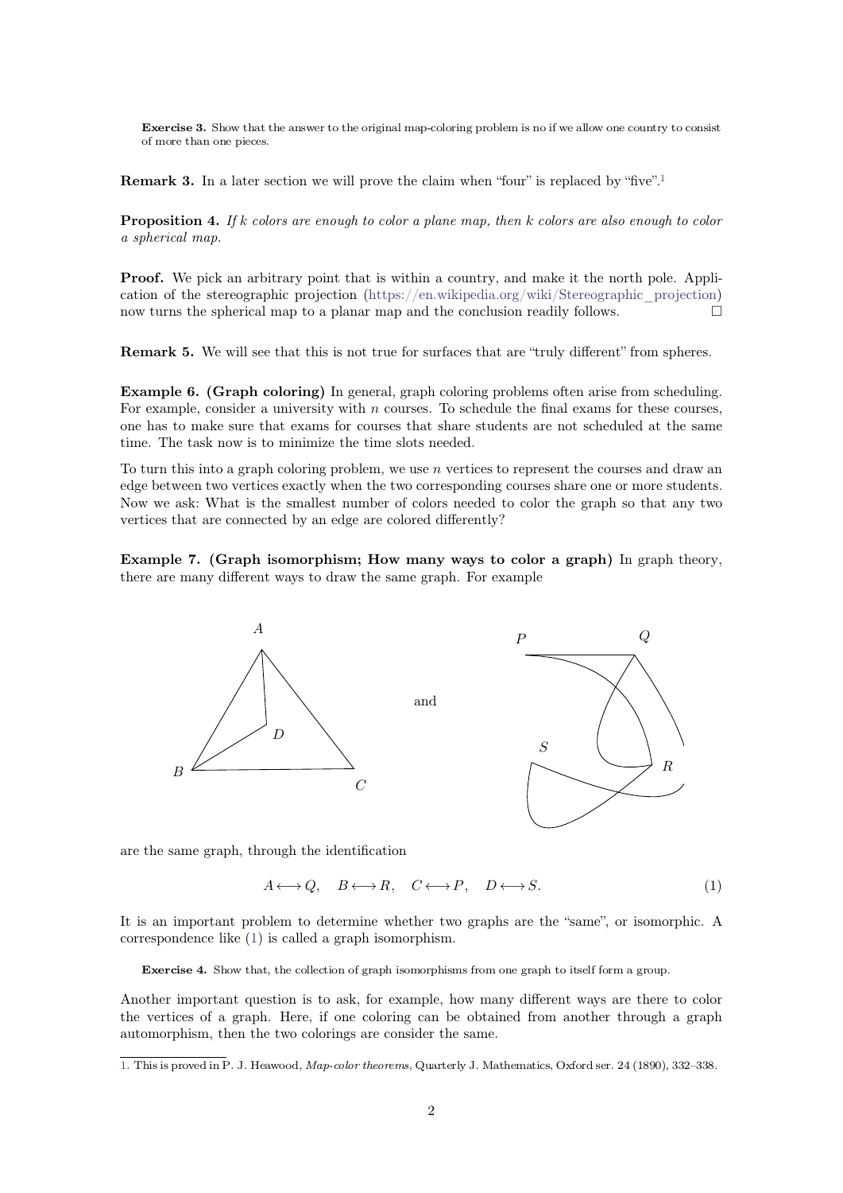**Exercise 3.** Show that the answer to the original map-coloring problem is no if we allow one country to consist of more than one pieces.

**Remark 3.** In a later section we will prove the claim when "four" is replaced by "five".[1]

**Proposition 4.** *If $k$ colors are enough to color a plane map, then $k$ colors are also enough to color a spherical map.*

**Proof.** We pick an arbitrary point that is within a country, and make it the north pole. Application of the stereographic projection (https://en.wikipedia.org/wiki/Stereographic_projection) now turns the spherical map to a planar map and the conclusion readily follows. □

**Remark 5.** We will see that this is not true for surfaces that are "truly different" from spheres.

**Example 6. (Graph coloring)** In general, graph coloring problems often arise from scheduling. For example, consider a university with $n$ courses. To schedule the final exams for these courses, one has to make sure that exams for courses that share students are not scheduled at the same time. The task now is to minimize the time slots needed.

To turn this into a graph coloring problem, we use $n$ vertices to represent the courses and draw an edge between two vertices exactly when the two corresponding courses share one or more students. Now we ask: What is the smallest number of colors needed to color the graph so that any two vertices that are connected by an edge are colored differently?

**Example 7. (Graph isomorphism; How many ways to color a graph)** In graph theory, there are many different ways to draw the same graph. For example

and

are the same graph, through the identification

$$A \longleftrightarrow Q, \quad B \longleftrightarrow R, \quad C \longleftrightarrow P, \quad D \longleftrightarrow S. \tag{1}$$

It is an important problem to determine whether two graphs are the "same", or isomorphic. A correspondence like (1) is called a graph isomorphism.

**Exercise 4.** Show that, the collection of graph isomorphisms from one graph to itself form a group.

Another important question is to ask, for example, how many different ways are there to color the vertices of a graph. Here, if one coloring can be obtained from another through a graph automorphism, then the two colorings are consider the same.

---

[1] This is proved in P. J. Heawood, *Map-color theorems*, Quarterly J. Mathematics, Oxford ser. 24 (1890), 332–338.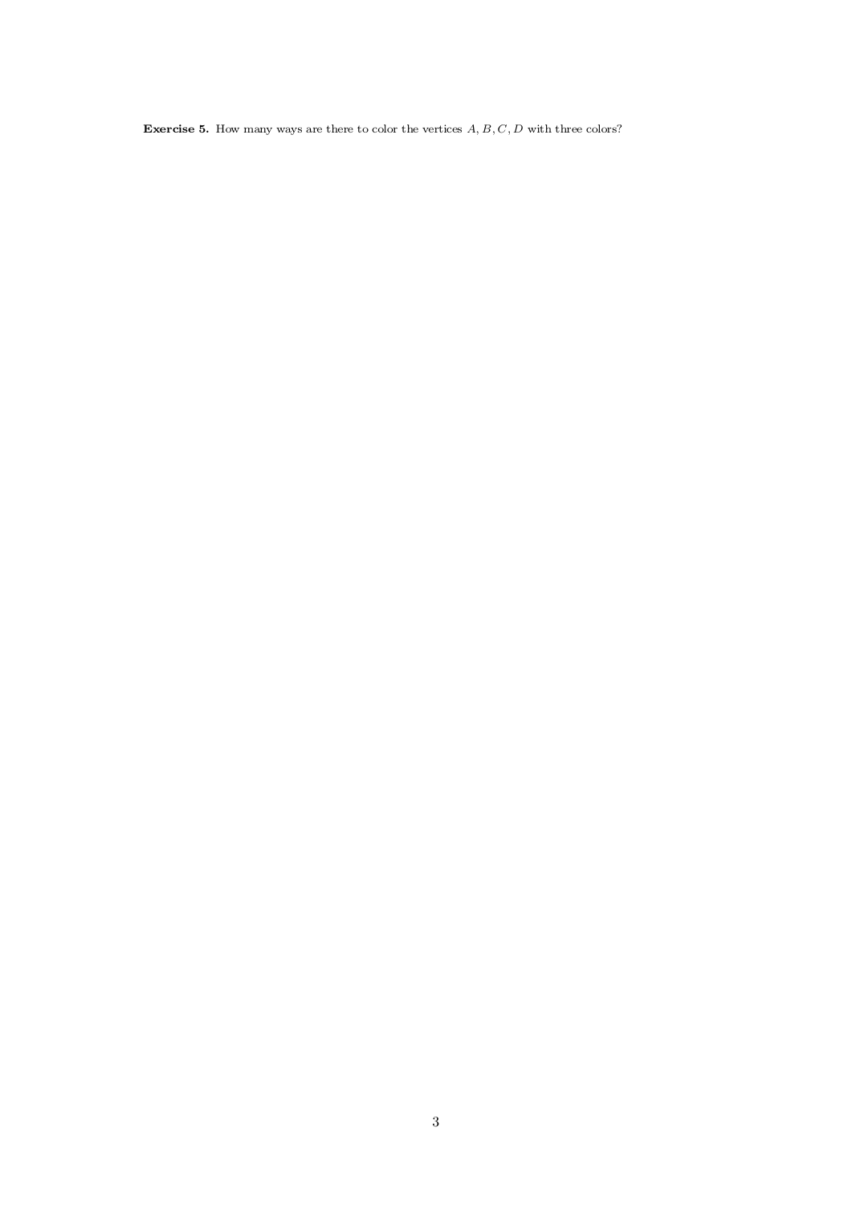**Exercise 5.** How many ways are there to color the vertices $A$, $B$, $C$, $D$ with three colors?